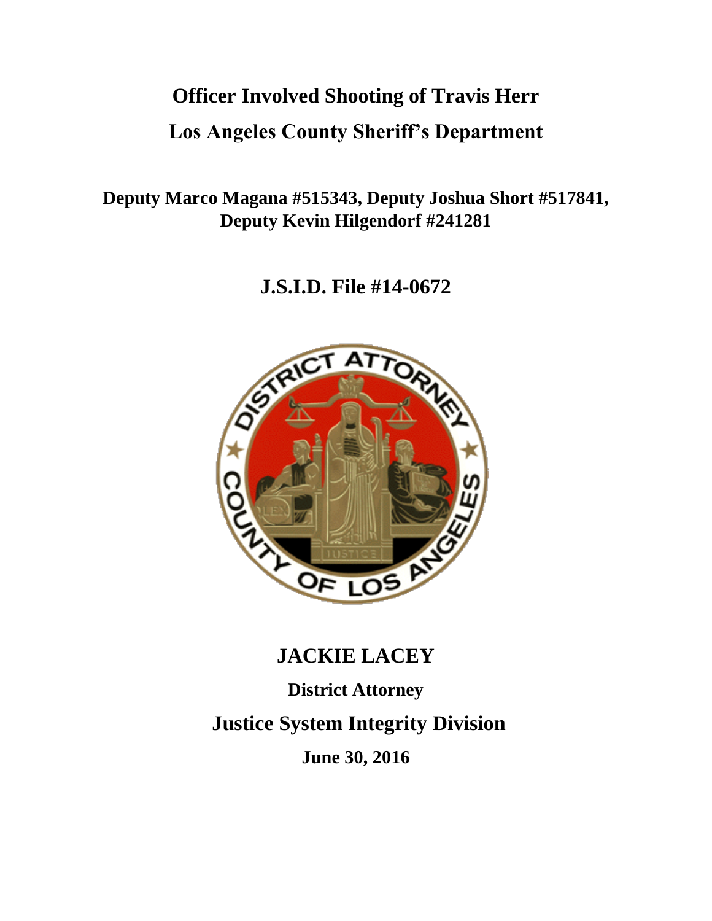# Officer Involved Shooting of Travis Herr

# Los Angeles County Sheriff's Department

**Deputy Marco Magana #515343, Deputy Joshua Short #517841, Deputy Kevin Hilgendorf #241281**

## J.S.I.D. File #14-0672

## JACKIE LACEY

**District Attorney**

## Justice System Integrity Division

**June 30, 2016**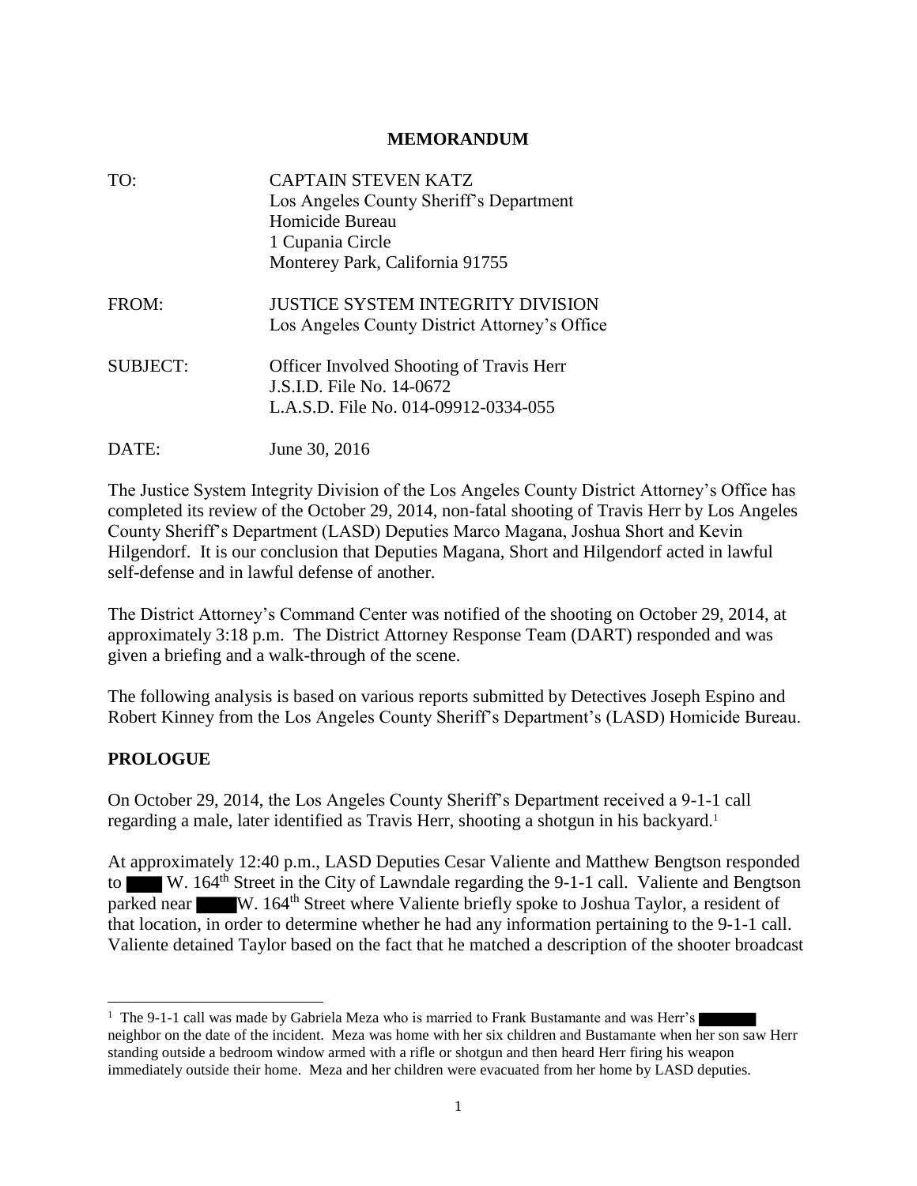**MEMORANDUM**

| | |
|---|---|
| TO: | CAPTAIN STEVEN KATZ<br>Los Angeles County Sheriff's Department<br>Homicide Bureau<br>1 Cupania Circle<br>Monterey Park, California 91755 |
| FROM: | JUSTICE SYSTEM INTEGRITY DIVISION<br>Los Angeles County District Attorney's Office |
| SUBJECT: | Officer Involved Shooting of Travis Herr<br>J.S.I.D. File No. 14-0672<br>L.A.S.D. File No. 014-09912-0334-055 |
| DATE: | June 30, 2016 |

The Justice System Integrity Division of the Los Angeles County District Attorney's Office has completed its review of the October 29, 2014, non-fatal shooting of Travis Herr by Los Angeles County Sheriff's Department (LASD) Deputies Marco Magana, Joshua Short and Kevin Hilgendorf. It is our conclusion that Deputies Magana, Short and Hilgendorf acted in lawful self-defense and in lawful defense of another.

The District Attorney's Command Center was notified of the shooting on October 29, 2014, at approximately 3:18 p.m. The District Attorney Response Team (DART) responded and was given a briefing and a walk-through of the scene.

The following analysis is based on various reports submitted by Detectives Joseph Espino and Robert Kinney from the Los Angeles County Sheriff's Department's (LASD) Homicide Bureau.

## PROLOGUE

On October 29, 2014, the Los Angeles County Sheriff's Department received a 9-1-1 call regarding a male, later identified as Travis Herr, shooting a shotgun in his backyard.[1]

At approximately 12:40 p.m., LASD Deputies Cesar Valiente and Matthew Bengtson responded to ████ W. 164th Street in the City of Lawndale regarding the 9-1-1 call. Valiente and Bengtson parked near ████ W. 164th Street where Valiente briefly spoke to Joshua Taylor, a resident of that location, in order to determine whether he had any information pertaining to the 9-1-1 call. Valiente detained Taylor based on the fact that he matched a description of the shooter broadcast

[1] The 9-1-1 call was made by Gabriela Meza who is married to Frank Bustamante and was Herr's ████ neighbor on the date of the incident. Meza was home with her six children and Bustamante when her son saw Herr standing outside a bedroom window armed with a rifle or shotgun and then heard Herr firing his weapon immediately outside their home. Meza and her children were evacuated from her home by LASD deputies.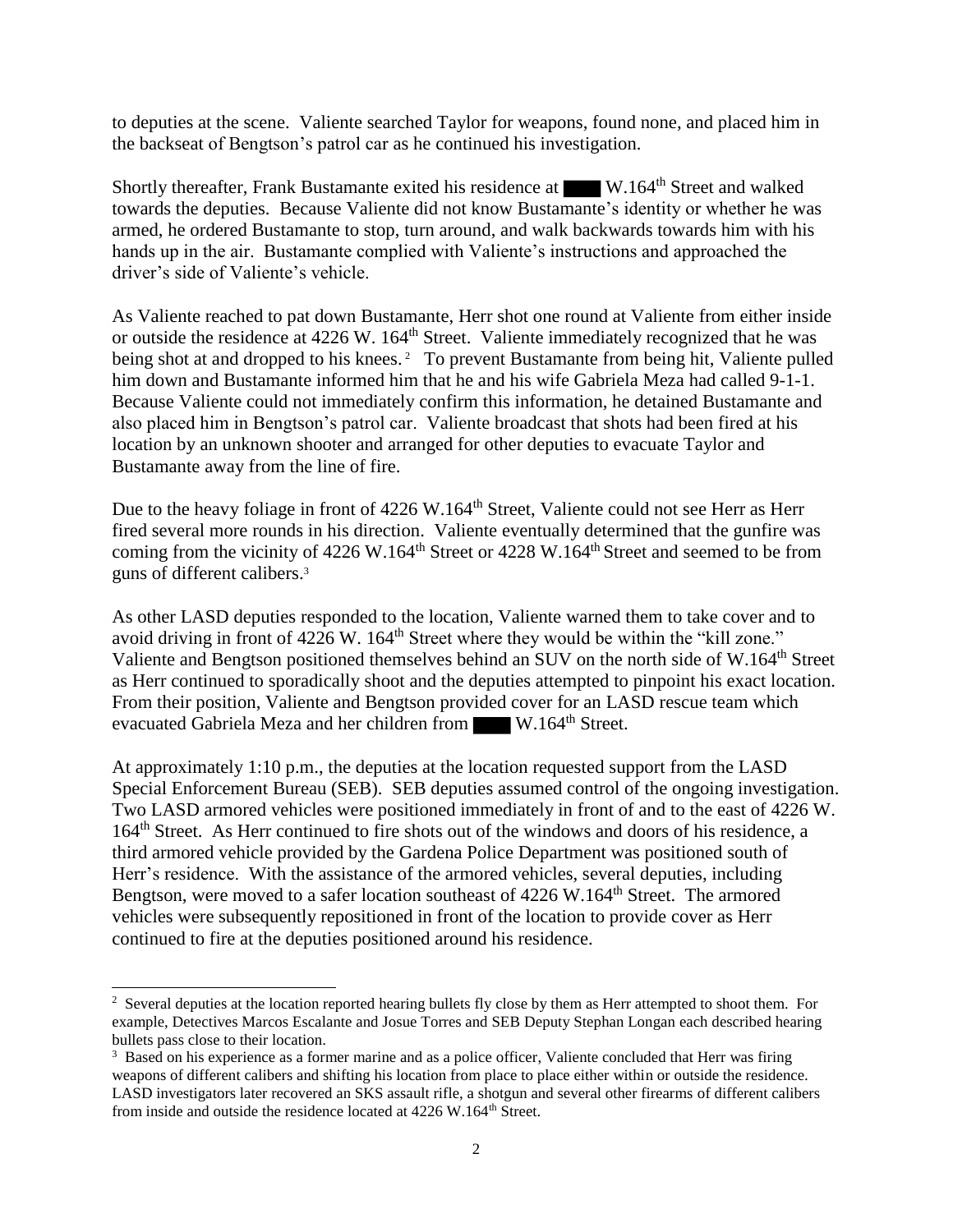to deputies at the scene. Valiente searched Taylor for weapons, found none, and placed him in the backseat of Bengtson's patrol car as he continued his investigation.

Shortly thereafter, Frank Bustamante exited his residence at ████ W.164th Street and walked towards the deputies. Because Valiente did not know Bustamante's identity or whether he was armed, he ordered Bustamante to stop, turn around, and walk backwards towards him with his hands up in the air. Bustamante complied with Valiente's instructions and approached the driver's side of Valiente's vehicle.

As Valiente reached to pat down Bustamante, Herr shot one round at Valiente from either inside or outside the residence at 4226 W. 164th Street. Valiente immediately recognized that he was being shot at and dropped to his knees.[2] To prevent Bustamante from being hit, Valiente pulled him down and Bustamante informed him that he and his wife Gabriela Meza had called 9-1-1. Because Valiente could not immediately confirm this information, he detained Bustamante and also placed him in Bengtson's patrol car. Valiente broadcast that shots had been fired at his location by an unknown shooter and arranged for other deputies to evacuate Taylor and Bustamante away from the line of fire.

Due to the heavy foliage in front of 4226 W.164th Street, Valiente could not see Herr as Herr fired several more rounds in his direction. Valiente eventually determined that the gunfire was coming from the vicinity of 4226 W.164th Street or 4228 W.164th Street and seemed to be from guns of different calibers.[3]

As other LASD deputies responded to the location, Valiente warned them to take cover and to avoid driving in front of 4226 W. 164th Street where they would be within the "kill zone." Valiente and Bengtson positioned themselves behind an SUV on the north side of W.164th Street as Herr continued to sporadically shoot and the deputies attempted to pinpoint his exact location. From their position, Valiente and Bengtson provided cover for an LASD rescue team which evacuated Gabriela Meza and her children from ████ W.164th Street.

At approximately 1:10 p.m., the deputies at the location requested support from the LASD Special Enforcement Bureau (SEB). SEB deputies assumed control of the ongoing investigation. Two LASD armored vehicles were positioned immediately in front of and to the east of 4226 W. 164th Street. As Herr continued to fire shots out of the windows and doors of his residence, a third armored vehicle provided by the Gardena Police Department was positioned south of Herr's residence. With the assistance of the armored vehicles, several deputies, including Bengtson, were moved to a safer location southeast of 4226 W.164th Street. The armored vehicles were subsequently repositioned in front of the location to provide cover as Herr continued to fire at the deputies positioned around his residence.

---

[2] Several deputies at the location reported hearing bullets fly close by them as Herr attempted to shoot them. For example, Detectives Marcos Escalante and Josue Torres and SEB Deputy Stephan Longan each described hearing bullets pass close to their location.

[3] Based on his experience as a former marine and as a police officer, Valiente concluded that Herr was firing weapons of different calibers and shifting his location from place to place either within or outside the residence. LASD investigators later recovered an SKS assault rifle, a shotgun and several other firearms of different calibers from inside and outside the residence located at 4226 W.164th Street.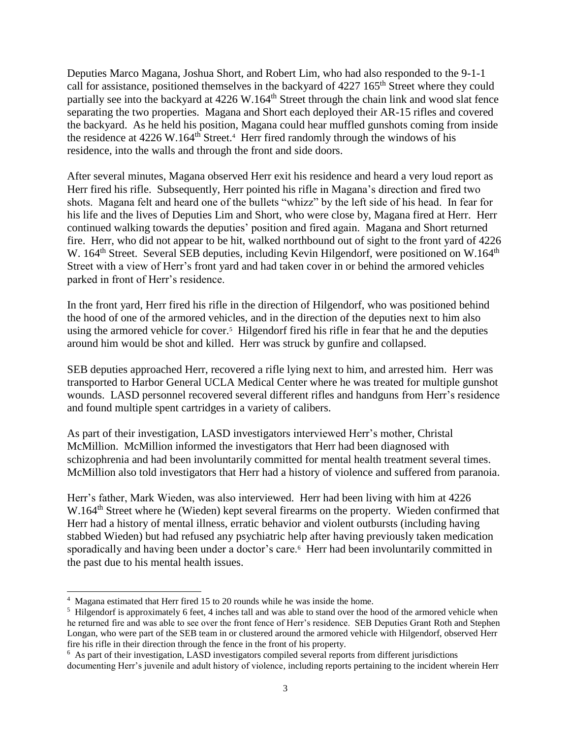Deputies Marco Magana, Joshua Short, and Robert Lim, who had also responded to the 9-1-1 call for assistance, positioned themselves in the backyard of 4227 165th Street where they could partially see into the backyard at 4226 W.164th Street through the chain link and wood slat fence separating the two properties. Magana and Short each deployed their AR-15 rifles and covered the backyard. As he held his position, Magana could hear muffled gunshots coming from inside the residence at 4226 W.164th Street.[4] Herr fired randomly through the windows of his residence, into the walls and through the front and side doors.

After several minutes, Magana observed Herr exit his residence and heard a very loud report as Herr fired his rifle. Subsequently, Herr pointed his rifle in Magana's direction and fired two shots. Magana felt and heard one of the bullets "whizz" by the left side of his head. In fear for his life and the lives of Deputies Lim and Short, who were close by, Magana fired at Herr. Herr continued walking towards the deputies' position and fired again. Magana and Short returned fire. Herr, who did not appear to be hit, walked northbound out of sight to the front yard of 4226 W. 164th Street. Several SEB deputies, including Kevin Hilgendorf, were positioned on W.164th Street with a view of Herr's front yard and had taken cover in or behind the armored vehicles parked in front of Herr's residence.

In the front yard, Herr fired his rifle in the direction of Hilgendorf, who was positioned behind the hood of one of the armored vehicles, and in the direction of the deputies next to him also using the armored vehicle for cover.[5] Hilgendorf fired his rifle in fear that he and the deputies around him would be shot and killed. Herr was struck by gunfire and collapsed.

SEB deputies approached Herr, recovered a rifle lying next to him, and arrested him. Herr was transported to Harbor General UCLA Medical Center where he was treated for multiple gunshot wounds. LASD personnel recovered several different rifles and handguns from Herr's residence and found multiple spent cartridges in a variety of calibers.

As part of their investigation, LASD investigators interviewed Herr's mother, Christal McMillion. McMillion informed the investigators that Herr had been diagnosed with schizophrenia and had been involuntarily committed for mental health treatment several times. McMillion also told investigators that Herr had a history of violence and suffered from paranoia.

Herr's father, Mark Wieden, was also interviewed. Herr had been living with him at 4226 W.164th Street where he (Wieden) kept several firearms on the property. Wieden confirmed that Herr had a history of mental illness, erratic behavior and violent outbursts (including having stabbed Wieden) but had refused any psychiatric help after having previously taken medication sporadically and having been under a doctor's care.[6] Herr had been involuntarily committed in the past due to his mental health issues.

---

[4] Magana estimated that Herr fired 15 to 20 rounds while he was inside the home.

[5] Hilgendorf is approximately 6 feet, 4 inches tall and was able to stand over the hood of the armored vehicle when he returned fire and was able to see over the front fence of Herr's residence. SEB Deputies Grant Roth and Stephen Longan, who were part of the SEB team in or clustered around the armored vehicle with Hilgendorf, observed Herr fire his rifle in their direction through the fence in the front of his property.

[6] As part of their investigation, LASD investigators compiled several reports from different jurisdictions documenting Herr's juvenile and adult history of violence, including reports pertaining to the incident wherein Herr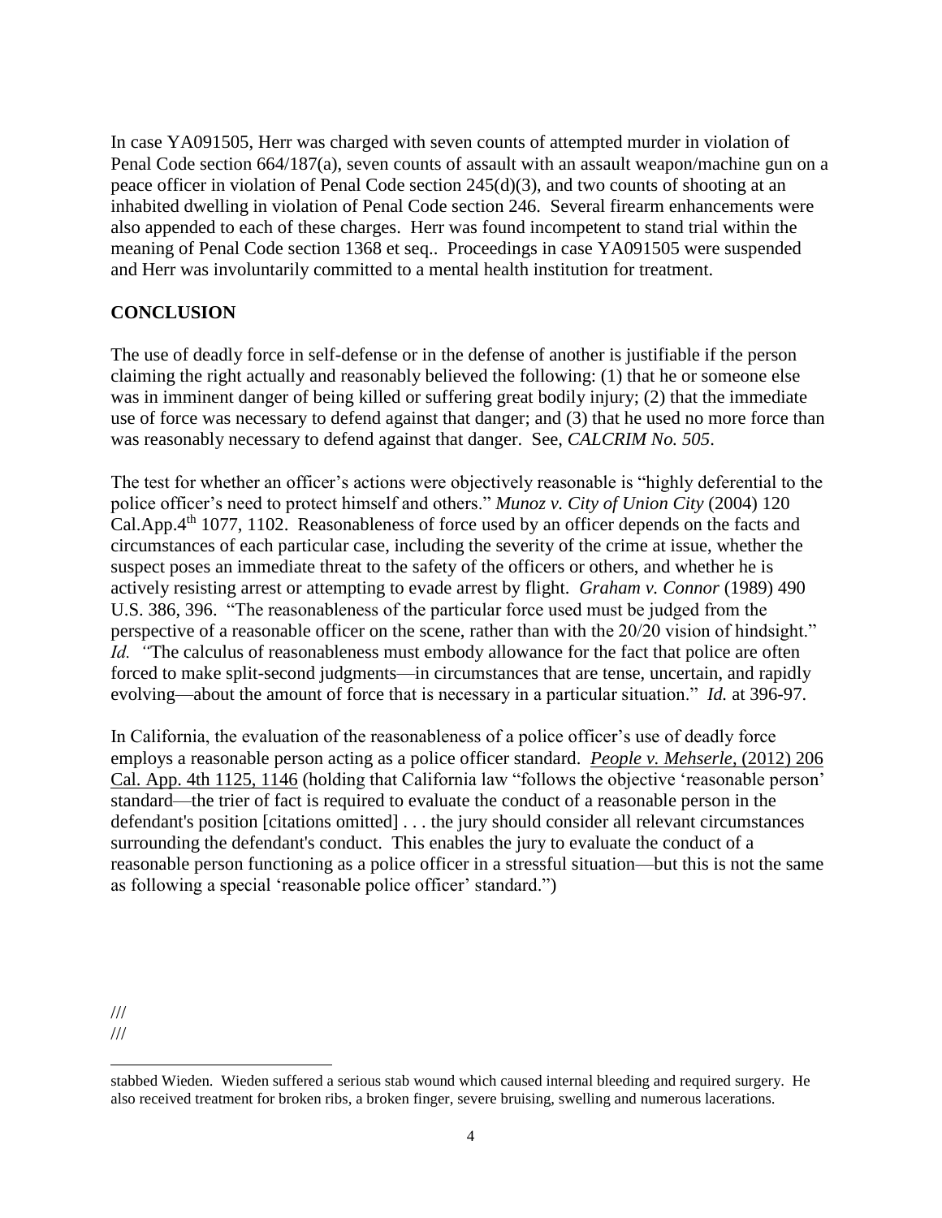In case YA091505, Herr was charged with seven counts of attempted murder in violation of Penal Code section 664/187(a), seven counts of assault with an assault weapon/machine gun on a peace officer in violation of Penal Code section 245(d)(3), and two counts of shooting at an inhabited dwelling in violation of Penal Code section 246. Several firearm enhancements were also appended to each of these charges. Herr was found incompetent to stand trial within the meaning of Penal Code section 1368 et seq.. Proceedings in case YA091505 were suspended and Herr was involuntarily committed to a mental health institution for treatment.

## CONCLUSION

The use of deadly force in self-defense or in the defense of another is justifiable if the person claiming the right actually and reasonably believed the following: (1) that he or someone else was in imminent danger of being killed or suffering great bodily injury; (2) that the immediate use of force was necessary to defend against that danger; and (3) that he used no more force than was reasonably necessary to defend against that danger. See, *CALCRIM No. 505*.

The test for whether an officer's actions were objectively reasonable is "highly deferential to the police officer's need to protect himself and others." *Munoz v. City of Union City* (2004) 120 Cal.App.4th 1077, 1102. Reasonableness of force used by an officer depends on the facts and circumstances of each particular case, including the severity of the crime at issue, whether the suspect poses an immediate threat to the safety of the officers or others, and whether he is actively resisting arrest or attempting to evade arrest by flight. *Graham v. Connor* (1989) 490 U.S. 386, 396. "The reasonableness of the particular force used must be judged from the perspective of a reasonable officer on the scene, rather than with the 20/20 vision of hindsight." *Id.* "The calculus of reasonableness must embody allowance for the fact that police are often forced to make split-second judgments—in circumstances that are tense, uncertain, and rapidly evolving—about the amount of force that is necessary in a particular situation." *Id.* at 396-97.

In California, the evaluation of the reasonableness of a police officer's use of deadly force employs a reasonable person acting as a police officer standard. *People v. Mehserle*, (2012) 206 Cal. App. 4th 1125, 1146 (holding that California law "follows the objective 'reasonable person' standard—the trier of fact is required to evaluate the conduct of a reasonable person in the defendant's position [citations omitted] . . . the jury should consider all relevant circumstances surrounding the defendant's conduct. This enables the jury to evaluate the conduct of a reasonable person functioning as a police officer in a stressful situation—but this is not the same as following a special 'reasonable police officer' standard.")

///
///

---

stabbed Wieden. Wieden suffered a serious stab wound which caused internal bleeding and required surgery. He also received treatment for broken ribs, a broken finger, severe bruising, swelling and numerous lacerations.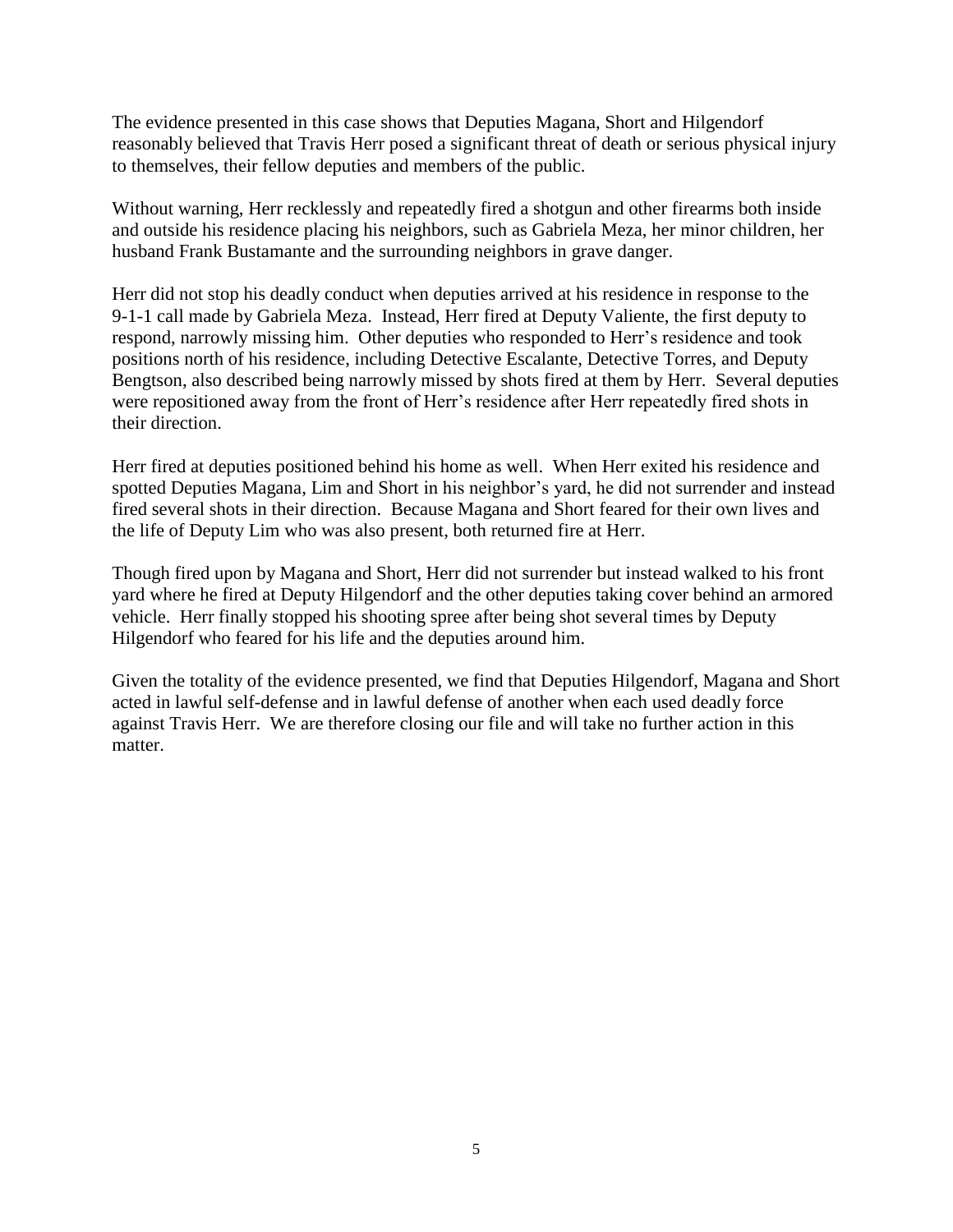The evidence presented in this case shows that Deputies Magana, Short and Hilgendorf reasonably believed that Travis Herr posed a significant threat of death or serious physical injury to themselves, their fellow deputies and members of the public.

Without warning, Herr recklessly and repeatedly fired a shotgun and other firearms both inside and outside his residence placing his neighbors, such as Gabriela Meza, her minor children, her husband Frank Bustamante and the surrounding neighbors in grave danger.

Herr did not stop his deadly conduct when deputies arrived at his residence in response to the 9-1-1 call made by Gabriela Meza. Instead, Herr fired at Deputy Valiente, the first deputy to respond, narrowly missing him. Other deputies who responded to Herr's residence and took positions north of his residence, including Detective Escalante, Detective Torres, and Deputy Bengtson, also described being narrowly missed by shots fired at them by Herr. Several deputies were repositioned away from the front of Herr's residence after Herr repeatedly fired shots in their direction.

Herr fired at deputies positioned behind his home as well. When Herr exited his residence and spotted Deputies Magana, Lim and Short in his neighbor's yard, he did not surrender and instead fired several shots in their direction. Because Magana and Short feared for their own lives and the life of Deputy Lim who was also present, both returned fire at Herr.

Though fired upon by Magana and Short, Herr did not surrender but instead walked to his front yard where he fired at Deputy Hilgendorf and the other deputies taking cover behind an armored vehicle. Herr finally stopped his shooting spree after being shot several times by Deputy Hilgendorf who feared for his life and the deputies around him.

Given the totality of the evidence presented, we find that Deputies Hilgendorf, Magana and Short acted in lawful self-defense and in lawful defense of another when each used deadly force against Travis Herr. We are therefore closing our file and will take no further action in this matter.